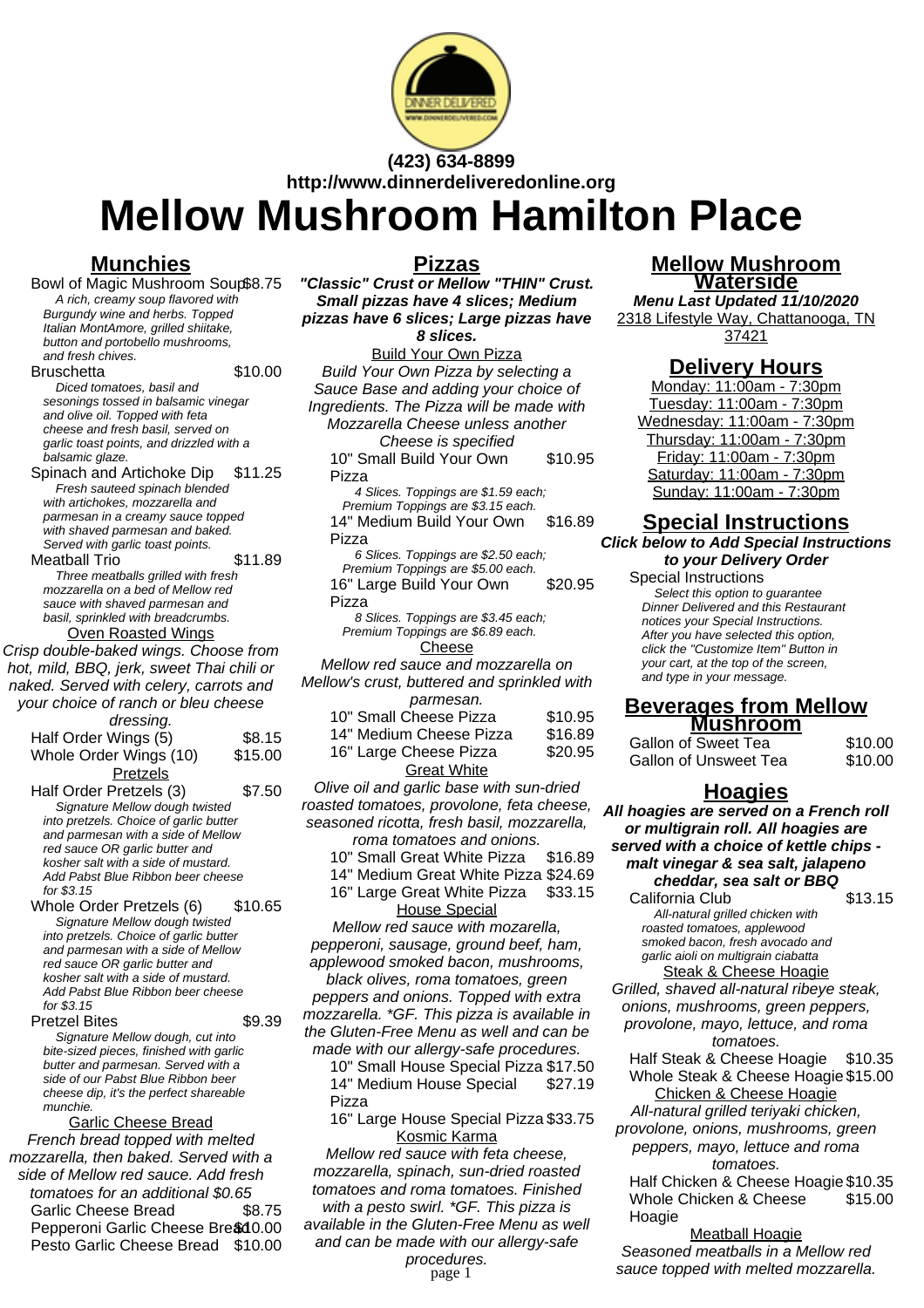(423) 634-8899
http://www.dinnerdeliveredonline.org

# Mellow Mushroom Hamilton Place

## Munchies

**Bowl of Magic Mushroom Soup** $8.75
*A rich, creamy soup flavored with Burgundy wine and herbs. Topped Italian MontAmore, grilled shiitake, button and portobello mushrooms, and fresh chives.*

**Bruschetta** $10.00
*Diced tomatoes, basil and sesonings tossed in balsamic vinegar and olive oil. Topped with feta cheese and fresh basil, served on garlic toast points, and drizzled with a balsamic glaze.*

**Spinach and Artichoke Dip** $11.25
*Fresh sauteed spinach blended with artichokes, mozzarella and parmesan in a creamy sauce topped with shaved parmesan and baked. Served with garlic toast points.*

**Meatball Trio** $11.89
*Three meatballs grilled with fresh mozzarella on a bed of Mellow red sauce with shaved parmesan and basil, sprinkled with breadcrumbs.*

### Oven Roasted Wings

*Crisp double-baked wings. Choose from hot, mild, BBQ, jerk, sweet Thai chili or naked. Served with celery, carrots and your choice of ranch or bleu cheese dressing.*

- Half Order Wings (5) $8.15
- Whole Order Wings (10) $15.00

### Pretzels

**Half Order Pretzels (3)** $7.50
*Signature Mellow dough twisted into pretzels. Choice of garlic butter and parmesan with a side of Mellow red sauce OR garlic butter and kosher salt with a side of mustard. Add Pabst Blue Ribbon beer cheese for $3.15*

**Whole Order Pretzels (6)** $10.65
*Signature Mellow dough twisted into pretzels. Choice of garlic butter and parmesan with a side of Mellow red sauce OR garlic butter and kosher salt with a side of mustard. Add Pabst Blue Ribbon beer cheese for $3.15*

**Pretzel Bites** $9.39
*Signature Mellow dough, cut into bite-sized pieces, finished with garlic butter and parmesan. Served with a side of our Pabst Blue Ribbon beer cheese dip, it's the perfect shareable munchie.*

### Garlic Cheese Bread

*French bread topped with melted mozzarella, then baked. Served with a side of Mellow red sauce. Add fresh tomatoes for an additional $0.65*

- Garlic Cheese Bread $8.75
- Pepperoni Garlic Cheese Bread $10.00
- Pesto Garlic Cheese Bread $10.00

## Pizzas

***"Classic" Crust or Mellow "THIN" Crust. Small pizzas have 4 slices; Medium pizzas have 6 slices; Large pizzas have 8 slices.***

### Build Your Own Pizza

*Build Your Own Pizza by selecting a Sauce Base and adding your choice of Ingredients. The Pizza will be made with Mozzarella Cheese unless another Cheese is specified*

**10" Small Build Your Own Pizza** $10.95
*4 Slices. Toppings are $1.59 each; Premium Toppings are $3.15 each.*

**14" Medium Build Your Own Pizza** $16.89
*6 Slices. Toppings are $2.50 each; Premium Toppings are $5.00 each.*

**16" Large Build Your Own Pizza** $20.95
*8 Slices. Toppings are $3.45 each; Premium Toppings are $6.89 each.*

### Cheese

*Mellow red sauce and mozzarella on Mellow's crust, buttered and sprinkled with parmesan.*

- 10" Small Cheese Pizza $10.95
- 14" Medium Cheese Pizza $16.89
- 16" Large Cheese Pizza $20.95

### Great White

*Olive oil and garlic base with sun-dried roasted tomatoes, provolone, feta cheese, seasoned ricotta, fresh basil, mozzarella, roma tomatoes and onions.*

- 10" Small Great White Pizza $16.89
- 14" Medium Great White Pizza $24.69
- 16" Large Great White Pizza $33.15

### House Special

*Mellow red sauce with mozarella, pepperoni, sausage, ground beef, ham, applewood smoked bacon, mushrooms, black olives, roma tomatoes, green peppers and onions. Topped with extra mozzarella. *GF. This pizza is available in the Gluten-Free Menu as well and can be made with our allergy-safe procedures.*

- 10" Small House Special Pizza $17.50
- 14" Medium House Special Pizza $27.19
- 16" Large House Special Pizza $33.75

### Kosmic Karma

*Mellow red sauce with feta cheese, mozzarella, spinach, sun-dried roasted tomatoes and roma tomatoes. Finished with a pesto swirl. *GF. This pizza is available in the Gluten-Free Menu as well and can be made with our allergy-safe procedures.*

## Mellow Mushroom Waterside

**Menu Last Updated 11/10/2020**

2318 Lifestyle Way, Chattanooga, TN 37421

## Delivery Hours

- Monday: 11:00am - 7:30pm
- Tuesday: 11:00am - 7:30pm
- Wednesday: 11:00am - 7:30pm
- Thursday: 11:00am - 7:30pm
- Friday: 11:00am - 7:30pm
- Saturday: 11:00am - 7:30pm
- Sunday: 11:00am - 7:30pm

## Special Instructions

**Click below to Add Special Instructions to your Delivery Order**

**Special Instructions**
*Select this option to guarantee Dinner Delivered and this Restaurant notices your Special Instructions. After you have selected this option, click the "Customize Item" Button in your cart, at the top of the screen, and type in your message.*

## Beverages from Mellow Mushroom

- Gallon of Sweet Tea $10.00
- Gallon of Unsweet Tea $10.00

## Hoagies

***All hoagies are served on a French roll or multigrain roll. All hoagies are served with a choice of kettle chips - malt vinegar & sea salt, jalapeno cheddar, sea salt or BBQ***

**California Club** $13.15
*All-natural grilled chicken with roasted tomatoes, applewood smoked bacon, fresh avocado and garlic aioli on multigrain ciabatta*

### Steak & Cheese Hoagie

*Grilled, shaved all-natural ribeye steak, onions, mushrooms, green peppers, provolone, mayo, lettuce, and roma tomatoes.*

- Half Steak & Cheese Hoagie $10.35
- Whole Steak & Cheese Hoagie $15.00

### Chicken & Cheese Hoagie

*All-natural grilled teriyaki chicken, provolone, onions, mushrooms, green peppers, mayo, lettuce and roma tomatoes.*

- Half Chicken & Cheese Hoagie $10.35
- Whole Chicken & Cheese Hoagie $15.00

### Meatball Hoagie

*Seasoned meatballs in a Mellow red sauce topped with melted mozzarella.*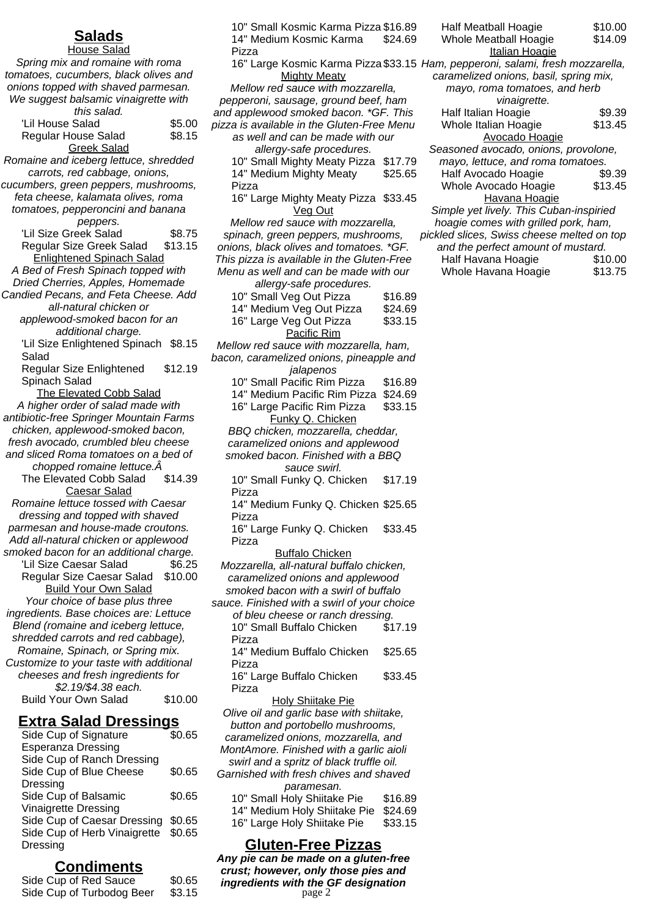## Salads

### House Salad

*Spring mix and romaine with roma tomatoes, cucumbers, black olives and onions topped with shaved parmesan. We suggest balsamic vinaigrette with this salad.*

| | |
|---|---|
| 'Lil House Salad | $5.00 |
| Regular House Salad | $8.15 |

### Greek Salad

*Romaine and iceberg lettuce, shredded carrots, red cabbage, onions, cucumbers, green peppers, mushrooms, feta cheese, kalamata olives, roma tomatoes, pepperoncini and banana peppers.*

| | |
|---|---|
| 'Lil Size Greek Salad | $8.75 |
| Regular Size Greek Salad | $13.15 |

### Enlightened Spinach Salad

*A Bed of Fresh Spinach topped with Dried Cherries, Apples, Homemade Candied Pecans, and Feta Cheese. Add all-natural chicken or applewood-smoked bacon for an additional charge.*

| | |
|---|---|
| 'Lil Size Enlightened Spinach Salad | $8.15 |
| Regular Size Enlightened Spinach Salad | $12.19 |

### The Elevated Cobb Salad

*A higher order of salad made with antibiotic-free Springer Mountain Farms chicken, applewood-smoked bacon, fresh avocado, crumbled bleu cheese and sliced Roma tomatoes on a bed of chopped romaine lettuce.Â*

| | |
|---|---|
| The Elevated Cobb Salad | $14.39 |

### Caesar Salad

*Romaine lettuce tossed with Caesar dressing and topped with shaved parmesan and house-made croutons. Add all-natural chicken or applewood smoked bacon for an additional charge.*

| | |
|---|---|
| 'Lil Size Caesar Salad | $6.25 |
| Regular Size Caesar Salad | $10.00 |

### Build Your Own Salad

*Your choice of base plus three ingredients. Base choices are: Lettuce Blend (romaine and iceberg lettuce, shredded carrots and red cabbage), Romaine, Spinach, or Spring mix. Customize to your taste with additional cheeses and fresh ingredients for $2.19/$4.38 each.*

| | |
|---|---|
| Build Your Own Salad | $10.00 |

## Extra Salad Dressings

| | |
|---|---|
| Side Cup of Signature Esperanza Dressing | $0.65 |
| Side Cup of Ranch Dressing | |
| Side Cup of Blue Cheese Dressing | $0.65 |
| Side Cup of Balsamic Vinaigrette Dressing | $0.65 |
| Side Cup of Caesar Dressing | $0.65 |
| Side Cup of Herb Vinaigrette Dressing | $0.65 |

## Condiments

| | |
|---|---|
| Side Cup of Red Sauce | $0.65 |
| Side Cup of Turbodog Beer | $3.15 |

| | |
|---|---|
| 10" Small Kosmic Karma Pizza | $16.89 |
| 14" Medium Kosmic Karma Pizza | $24.69 |
| 16" Large Kosmic Karma Pizza | $33.15 |

### Mighty Meaty

*Mellow red sauce with mozzarella, pepperoni, sausage, ground beef, ham and applewood smoked bacon. *GF. This pizza is available in the Gluten-Free Menu as well and can be made with our allergy-safe procedures.*

| | |
|---|---|
| 10" Small Mighty Meaty Pizza | $17.79 |
| 14" Medium Mighty Meaty Pizza | $25.65 |
| 16" Large Mighty Meaty Pizza | $33.45 |

### Veg Out

*Mellow red sauce with mozzarella, spinach, green peppers, mushrooms, onions, black olives and tomatoes. *GF. This pizza is available in the Gluten-Free Menu as well and can be made with our allergy-safe procedures.*

| | |
|---|---|
| 10" Small Veg Out Pizza | $16.89 |
| 14" Medium Veg Out Pizza | $24.69 |
| 16" Large Veg Out Pizza | $33.15 |

### Pacific Rim

*Mellow red sauce with mozzarella, ham, bacon, caramelized onions, pineapple and jalapenos*

| | |
|---|---|
| 10" Small Pacific Rim Pizza | $16.89 |
| 14" Medium Pacific Rim Pizza | $24.69 |
| 16" Large Pacific Rim Pizza | $33.15 |

### Funky Q. Chicken

*BBQ chicken, mozzarella, cheddar, caramelized onions and applewood smoked bacon. Finished with a BBQ sauce swirl.*

| | |
|---|---|
| 10" Small Funky Q. Chicken Pizza | $17.19 |
| 14" Medium Funky Q. Chicken Pizza | $25.65 |
| 16" Large Funky Q. Chicken Pizza | $33.45 |

### Buffalo Chicken

*Mozzarella, all-natural buffalo chicken, caramelized onions and applewood smoked bacon with a swirl of buffalo sauce. Finished with a swirl of your choice of bleu cheese or ranch dressing.*

| | |
|---|---|
| 10" Small Buffalo Chicken Pizza | $17.19 |
| 14" Medium Buffalo Chicken Pizza | $25.65 |
| 16" Large Buffalo Chicken Pizza | $33.45 |

### Holy Shiitake Pie

*Olive oil and garlic base with shiitake, button and portobello mushrooms, caramelized onions, mozzarella, and MontAmore. Finished with a garlic aioli swirl and a spritz of black truffle oil. Garnished with fresh chives and shaved paramesan.*

| | |
|---|---|
| 10" Small Holy Shiitake Pie | $16.89 |
| 14" Medium Holy Shiitake Pie | $24.69 |
| 16" Large Holy Shiitake Pie | $33.15 |

## Gluten-Free Pizzas

***Any pie can be made on a gluten-free crust; however, only those pies and ingredients with the GF designation***

| | |
|---|---|
| Half Meatball Hoagie | $10.00 |
| Whole Meatball Hoagie | $14.09 |

### Italian Hoagie

*Ham, pepperoni, salami, fresh mozzarella, caramelized onions, basil, spring mix, mayo, roma tomatoes, and herb vinaigrette.*

| | |
|---|---|
| Half Italian Hoagie | $9.39 |
| Whole Italian Hoagie | $13.45 |

### Avocado Hoagie

*Seasoned avocado, onions, provolone, mayo, lettuce, and roma tomatoes.*

| | |
|---|---|
| Half Avocado Hoagie | $9.39 |
| Whole Avocado Hoagie | $13.45 |

### Havana Hoagie

*Simple yet lively. This Cuban-inspiried hoagie comes with grilled pork, ham, pickled slices, Swiss cheese melted on top and the perfect amount of mustard.*

| | |
|---|---|
| Half Havana Hoagie | $10.00 |
| Whole Havana Hoagie | $13.75 |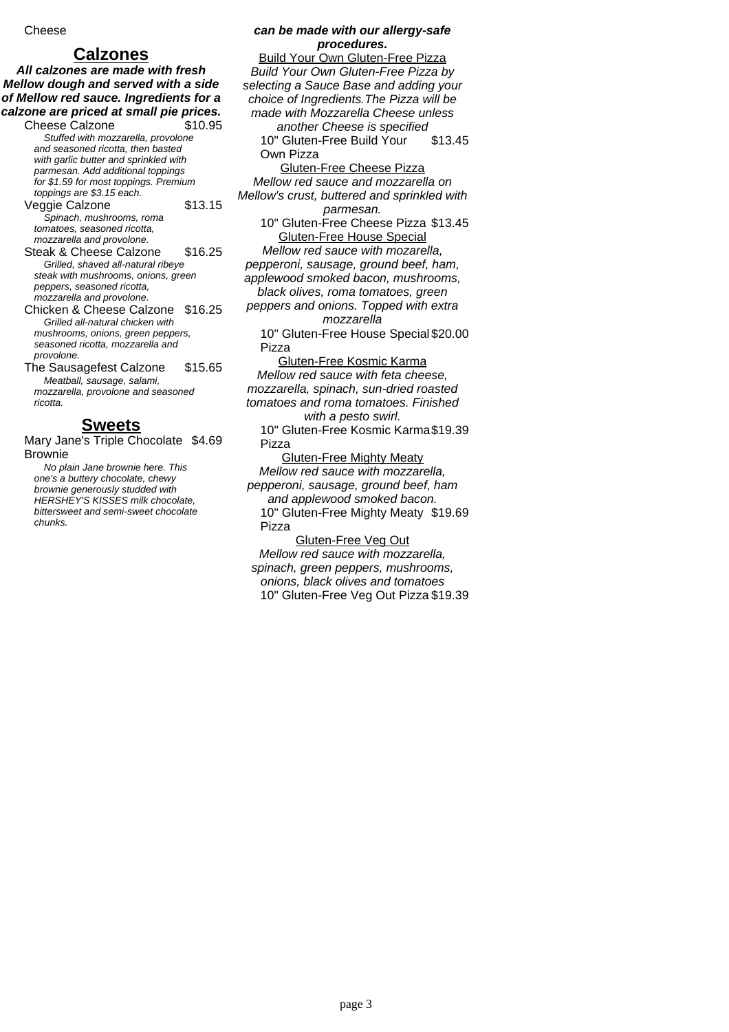Cheese

## Calzones

***All calzones are made with fresh Mellow dough and served with a side of Mellow red sauce. Ingredients for a calzone are priced at small pie prices.***

Cheese Calzone $10.95

*Stuffed with mozzarella, provolone and seasoned ricotta, then basted with garlic butter and sprinkled with parmesan. Add additional toppings for $1.59 for most toppings. Premium toppings are $3.15 each.*

Veggie Calzone $13.15

*Spinach, mushrooms, roma tomatoes, seasoned ricotta, mozzarella and provolone.*

Steak & Cheese Calzone $16.25

*Grilled, shaved all-natural ribeye steak with mushrooms, onions, green peppers, seasoned ricotta, mozzarella and provolone.*

Chicken & Cheese Calzone $16.25

*Grilled all-natural chicken with mushrooms, onions, green peppers, seasoned ricotta, mozzarella and provolone.*

The Sausagefest Calzone $15.65

*Meatball, sausage, salami, mozzarella, provolone and seasoned ricotta.*

## Sweets

Mary Jane's Triple Chocolate Brownie $4.69

*No plain Jane brownie here. This one's a buttery chocolate, chewy brownie generously studded with HERSHEY'S KISSES milk chocolate, bittersweet and semi-sweet chocolate chunks.*

***can be made with our allergy-safe procedures.***

Build Your Own Gluten-Free Pizza

*Build Your Own Gluten-Free Pizza by selecting a Sauce Base and adding your choice of Ingredients.The Pizza will be made with Mozzarella Cheese unless another Cheese is specified*

10" Gluten-Free Build Your Own Pizza $13.45

Gluten-Free Cheese Pizza

*Mellow red sauce and mozzarella on Mellow's crust, buttered and sprinkled with parmesan.*

10" Gluten-Free Cheese Pizza $13.45

Gluten-Free House Special

*Mellow red sauce with mozarella, pepperoni, sausage, ground beef, ham, applewood smoked bacon, mushrooms, black olives, roma tomatoes, green peppers and onions. Topped with extra mozzarella*

10" Gluten-Free House Special Pizza $20.00

Gluten-Free Kosmic Karma

*Mellow red sauce with feta cheese, mozzarella, spinach, sun-dried roasted tomatoes and roma tomatoes. Finished with a pesto swirl.*

10" Gluten-Free Kosmic Karma Pizza $19.39

Gluten-Free Mighty Meaty

*Mellow red sauce with mozzarella, pepperoni, sausage, ground beef, ham and applewood smoked bacon.*

10" Gluten-Free Mighty Meaty Pizza $19.69

Gluten-Free Veg Out

*Mellow red sauce with mozzarella, spinach, green peppers, mushrooms, onions, black olives and tomatoes*

10" Gluten-Free Veg Out Pizza $19.39